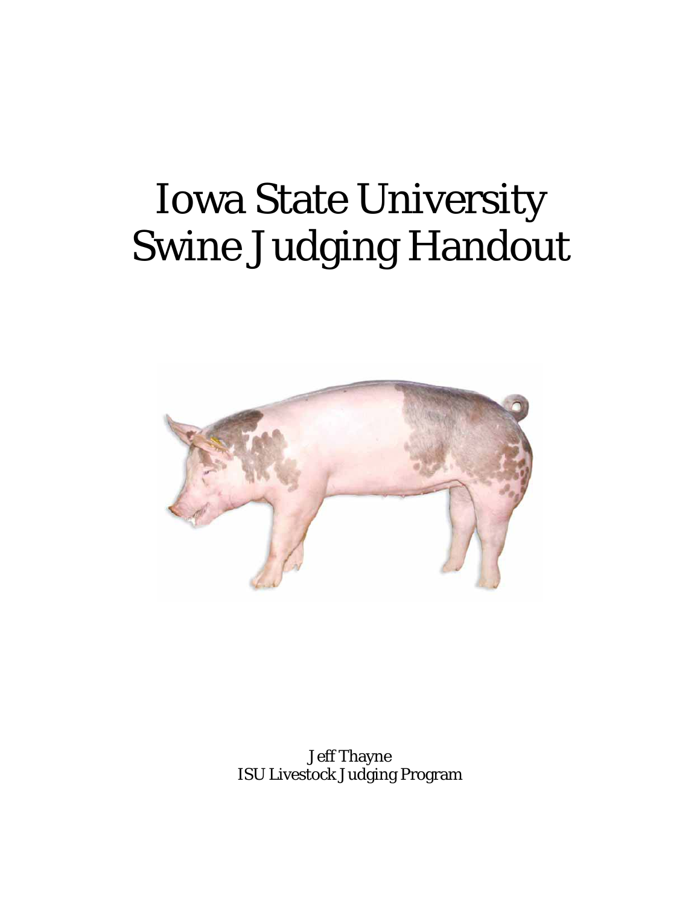# Iowa State University Swine Judging Handout

Jeff Thayne
ISU Livestock Judging Program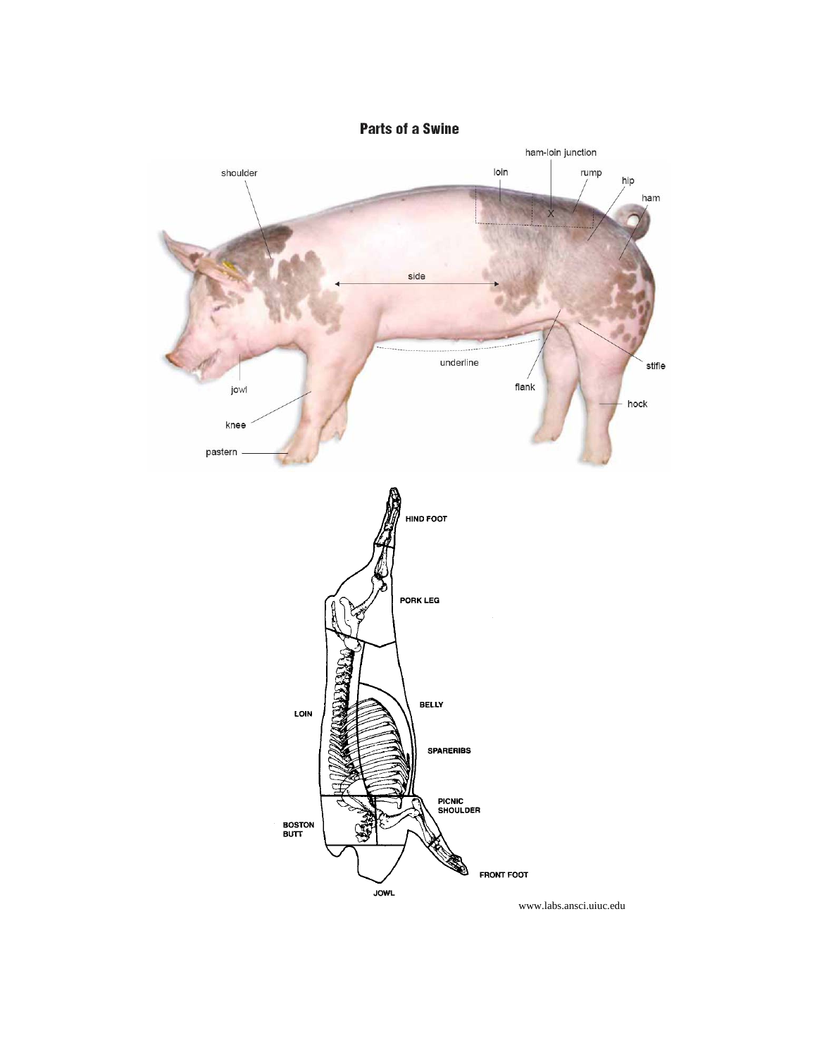## Parts of a Swine

ham-loin junction

shoulder

loin

rump

hip

ham

side

underline

flank

stifle

hock

jowl

knee

pastern

HIND FOOT

PORK LEG

BELLY

LOIN

SPARERIBS

PICNIC SHOULDER

BOSTON BUTT

FRONT FOOT

JOWL

www.labs.ansci.uiuc.edu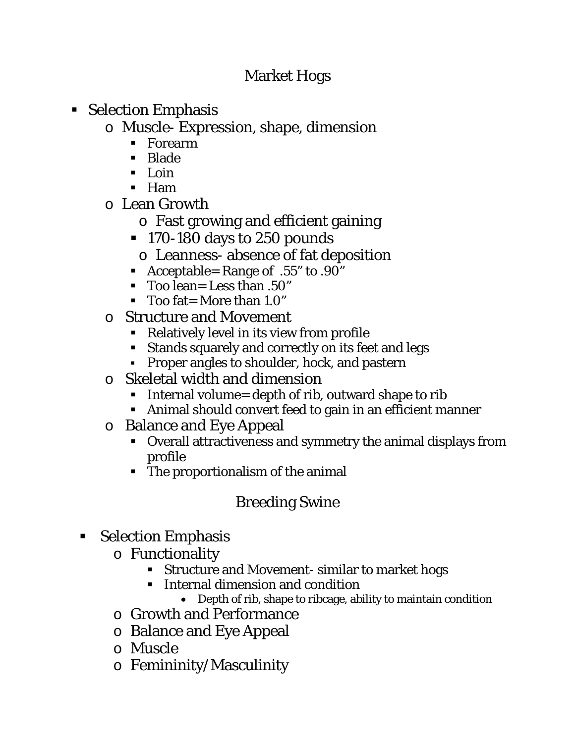## Market Hogs

- Selection Emphasis
  - Muscle- Expression, shape, dimension
    - Forearm
    - Blade
    - Loin
    - Ham
  - Lean Growth
    - Fast growing and efficient gaining
    - 170-180 days to 250 pounds
    - Leanness- absence of fat deposition
    - Acceptable= Range of .55" to .90"
    - Too lean= Less than .50"
    - Too fat= More than 1.0"
  - Structure and Movement
    - Relatively level in its view from profile
    - Stands squarely and correctly on its feet and legs
    - Proper angles to shoulder, hock, and pastern
  - Skeletal width and dimension
    - Internal volume= depth of rib, outward shape to rib
    - Animal should convert feed to gain in an efficient manner
  - Balance and Eye Appeal
    - Overall attractiveness and symmetry the animal displays from profile
    - The proportionalism of the animal

## Breeding Swine

- Selection Emphasis
  - Functionality
    - Structure and Movement- similar to market hogs
    - Internal dimension and condition
      - Depth of rib, shape to ribcage, ability to maintain condition
  - Growth and Performance
  - Balance and Eye Appeal
  - Muscle
  - Femininity/Masculinity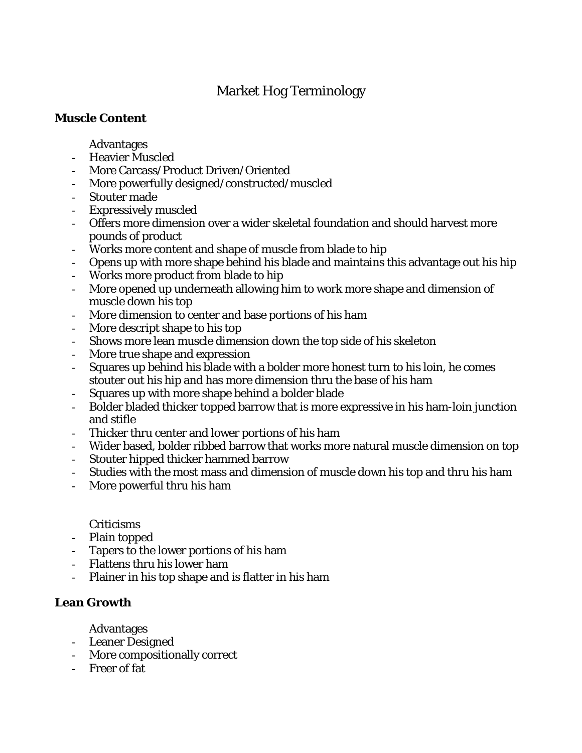# Market Hog Terminology

## Muscle Content

Advantages

- Heavier Muscled
- More Carcass/Product Driven/Oriented
- More powerfully designed/constructed/muscled
- Stouter made
- Expressively muscled
- Offers more dimension over a wider skeletal foundation and should harvest more pounds of product
- Works more content and shape of muscle from blade to hip
- Opens up with more shape behind his blade and maintains this advantage out his hip
- Works more product from blade to hip
- More opened up underneath allowing him to work more shape and dimension of muscle down his top
- More dimension to center and base portions of his ham
- More descript shape to his top
- Shows more lean muscle dimension down the top side of his skeleton
- More true shape and expression
- Squares up behind his blade with a bolder more honest turn to his loin, he comes stouter out his hip and has more dimension thru the base of his ham
- Squares up with more shape behind a bolder blade
- Bolder bladed thicker topped barrow that is more expressive in his ham-loin junction and stifle
- Thicker thru center and lower portions of his ham
- Wider based, bolder ribbed barrow that works more natural muscle dimension on top
- Stouter hipped thicker hammed barrow
- Studies with the most mass and dimension of muscle down his top and thru his ham
- More powerful thru his ham

Criticisms

- Plain topped
- Tapers to the lower portions of his ham
- Flattens thru his lower ham
- Plainer in his top shape and is flatter in his ham

## Lean Growth

Advantages

- Leaner Designed
- More compositionally correct
- Freer of fat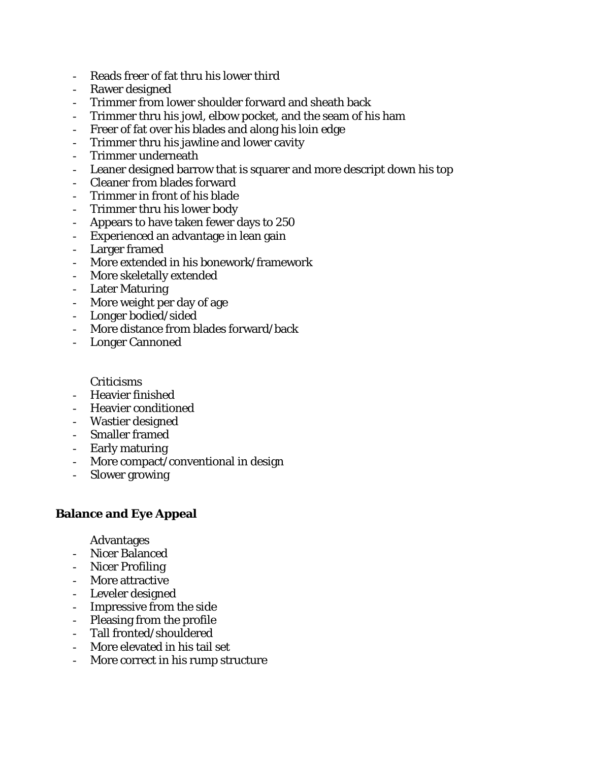- Reads freer of fat thru his lower third
- Rawer designed
- Trimmer from lower shoulder forward and sheath back
- Trimmer thru his jowl, elbow pocket, and the seam of his ham
- Freer of fat over his blades and along his loin edge
- Trimmer thru his jawline and lower cavity
- Trimmer underneath
- Leaner designed barrow that is squarer and more descript down his top
- Cleaner from blades forward
- Trimmer in front of his blade
- Trimmer thru his lower body
- Appears to have taken fewer days to 250
- Experienced an advantage in lean gain
- Larger framed
- More extended in his bonework/framework
- More skeletally extended
- Later Maturing
- More weight per day of age
- Longer bodied/sided
- More distance from blades forward/back
- Longer Cannoned

Criticisms

- Heavier finished
- Heavier conditioned
- Wastier designed
- Smaller framed
- Early maturing
- More compact/conventional in design
- Slower growing

**Balance and Eye Appeal**

Advantages

- Nicer Balanced
- Nicer Profiling
- More attractive
- Leveler designed
- Impressive from the side
- Pleasing from the profile
- Tall fronted/shouldered
- More elevated in his tail set
- More correct in his rump structure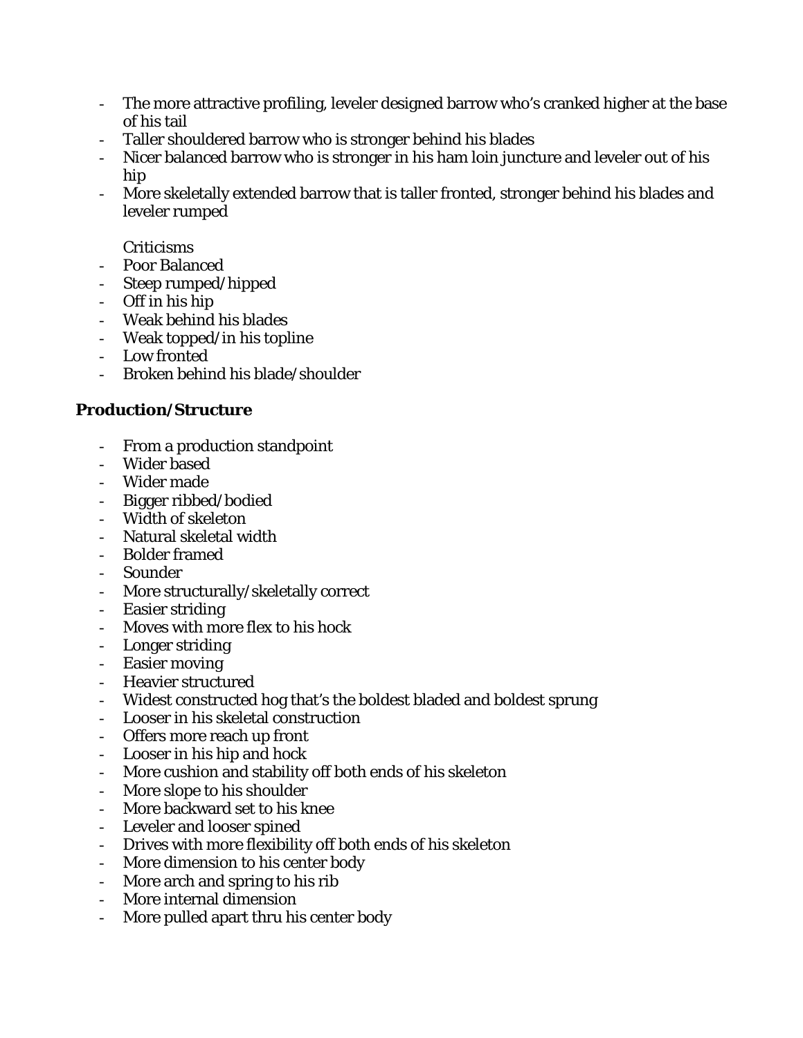- The more attractive profiling, leveler designed barrow who's cranked higher at the base of his tail
- Taller shouldered barrow who is stronger behind his blades
- Nicer balanced barrow who is stronger in his ham loin juncture and leveler out of his hip
- More skeletally extended barrow that is taller fronted, stronger behind his blades and leveler rumped

Criticisms

- Poor Balanced
- Steep rumped/hipped
- Off in his hip
- Weak behind his blades
- Weak topped/in his topline
- Low fronted
- Broken behind his blade/shoulder

**Production/Structure**

- From a production standpoint
- Wider based
- Wider made
- Bigger ribbed/bodied
- Width of skeleton
- Natural skeletal width
- Bolder framed
- Sounder
- More structurally/skeletally correct
- Easier striding
- Moves with more flex to his hock
- Longer striding
- Easier moving
- Heavier structured
- Widest constructed hog that's the boldest bladed and boldest sprung
- Looser in his skeletal construction
- Offers more reach up front
- Looser in his hip and hock
- More cushion and stability off both ends of his skeleton
- More slope to his shoulder
- More backward set to his knee
- Leveler and looser spined
- Drives with more flexibility off both ends of his skeleton
- More dimension to his center body
- More arch and spring to his rib
- More internal dimension
- More pulled apart thru his center body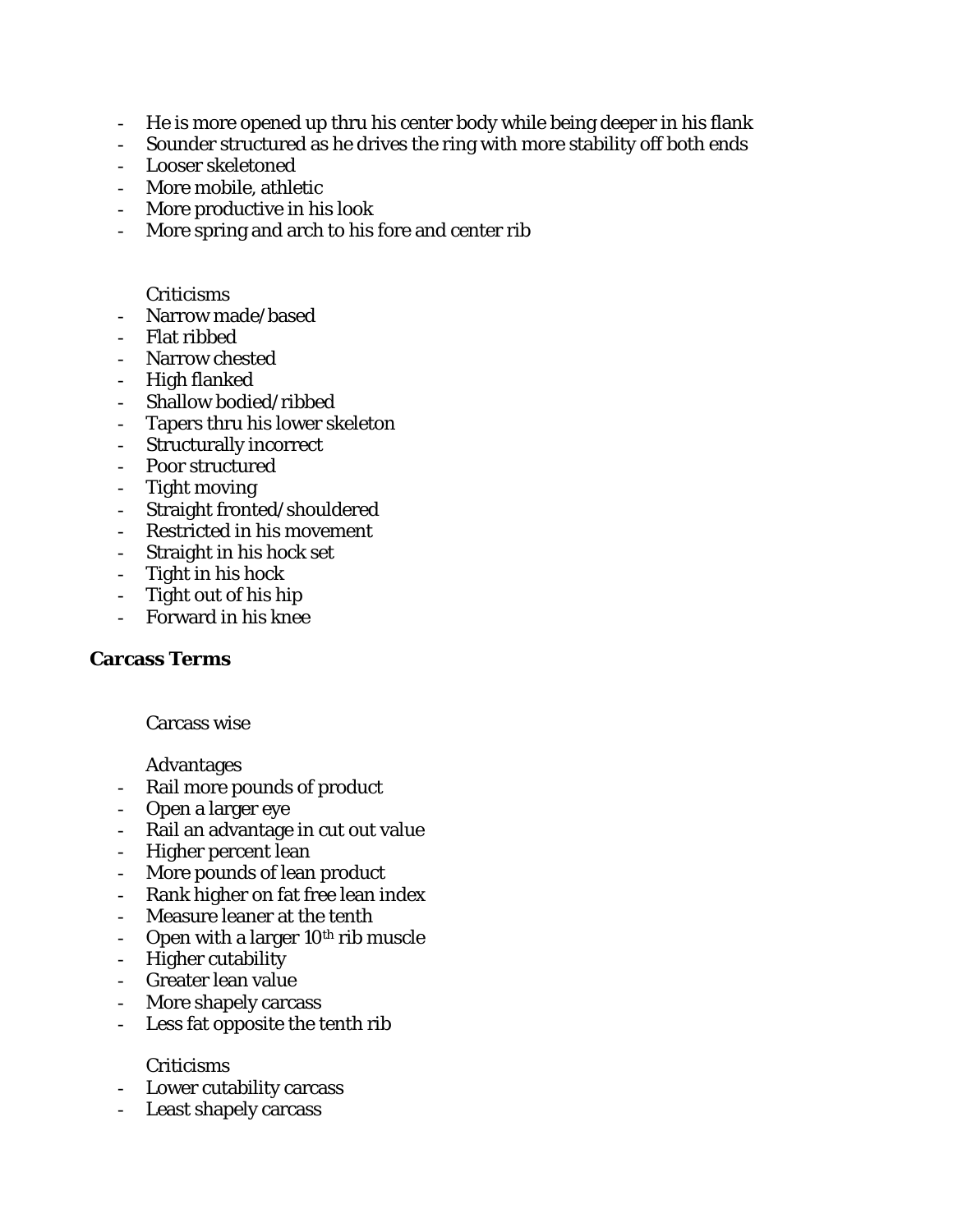- He is more opened up thru his center body while being deeper in his flank
- Sounder structured as he drives the ring with more stability off both ends
- Looser skeletoned
- More mobile, athletic
- More productive in his look
- More spring and arch to his fore and center rib

Criticisms

- Narrow made/based
- Flat ribbed
- Narrow chested
- High flanked
- Shallow bodied/ribbed
- Tapers thru his lower skeleton
- Structurally incorrect
- Poor structured
- Tight moving
- Straight fronted/shouldered
- Restricted in his movement
- Straight in his hock set
- Tight in his hock
- Tight out of his hip
- Forward in his knee

**Carcass Terms**

Carcass wise

Advantages

- Rail more pounds of product
- Open a larger eye
- Rail an advantage in cut out value
- Higher percent lean
- More pounds of lean product
- Rank higher on fat free lean index
- Measure leaner at the tenth
- Open with a larger $10^{th}$ rib muscle
- Higher cutability
- Greater lean value
- More shapely carcass
- Less fat opposite the tenth rib

Criticisms

- Lower cutability carcass
- Least shapely carcass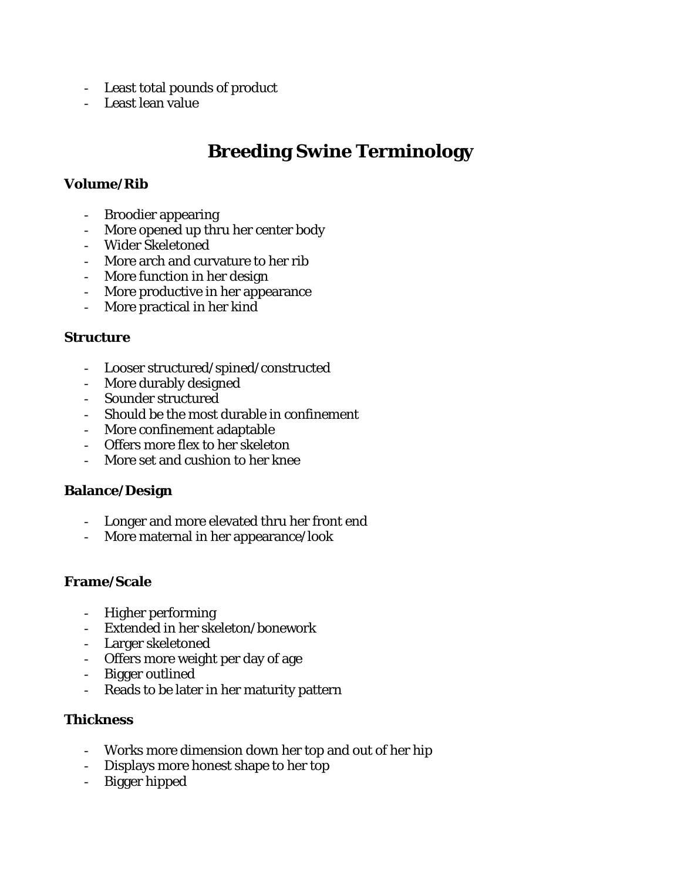- Least total pounds of product
- Least lean value

# Breeding Swine Terminology

**Volume/Rib**

- Broodier appearing
- More opened up thru her center body
- Wider Skeletoned
- More arch and curvature to her rib
- More function in her design
- More productive in her appearance
- More practical in her kind

**Structure**

- Looser structured/spined/constructed
- More durably designed
- Sounder structured
- Should be the most durable in confinement
- More confinement adaptable
- Offers more flex to her skeleton
- More set and cushion to her knee

**Balance/Design**

- Longer and more elevated thru her front end
- More maternal in her appearance/look

**Frame/Scale**

- Higher performing
- Extended in her skeleton/bonework
- Larger skeletoned
- Offers more weight per day of age
- Bigger outlined
- Reads to be later in her maturity pattern

**Thickness**

- Works more dimension down her top and out of her hip
- Displays more honest shape to her top
- Bigger hipped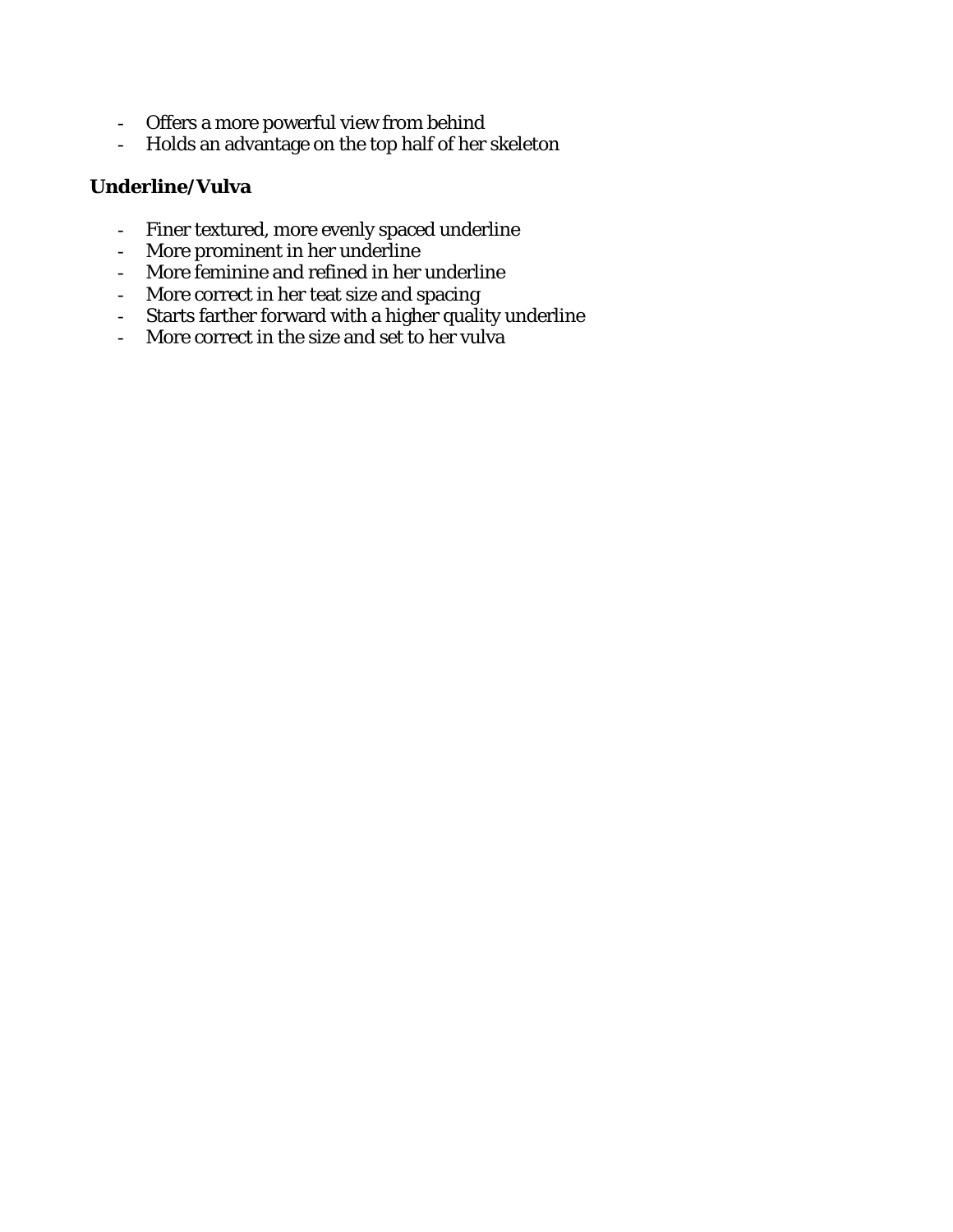- Offers a more powerful view from behind
- Holds an advantage on the top half of her skeleton

**Underline/Vulva**

- Finer textured, more evenly spaced underline
- More prominent in her underline
- More feminine and refined in her underline
- More correct in her teat size and spacing
- Starts farther forward with a higher quality underline
- More correct in the size and set to her vulva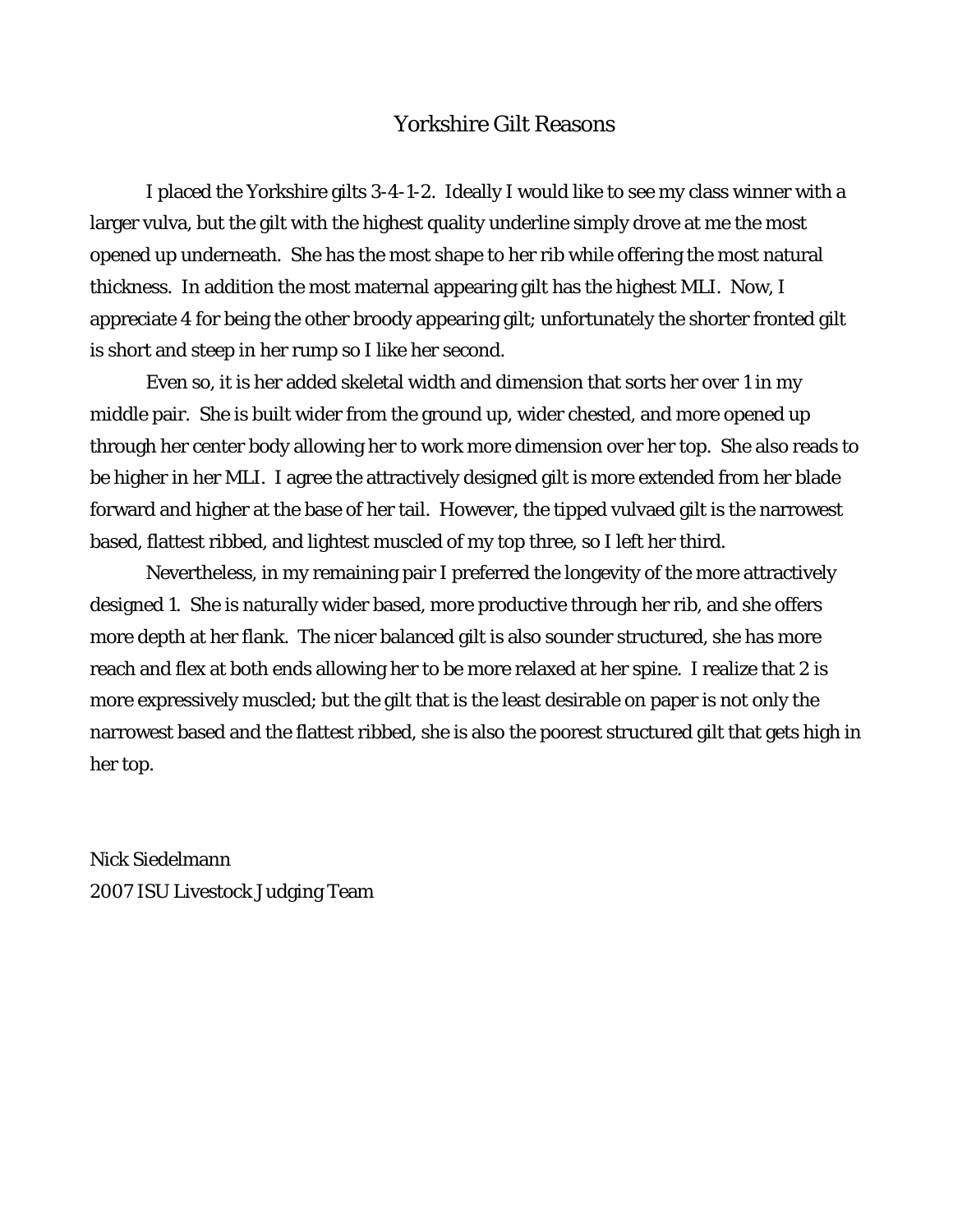# Yorkshire Gilt Reasons

I placed the Yorkshire gilts 3-4-1-2. Ideally I would like to see my class winner with a larger vulva, but the gilt with the highest quality underline simply drove at me the most opened up underneath. She has the most shape to her rib while offering the most natural thickness. In addition the most maternal appearing gilt has the highest MLI. Now, I appreciate 4 for being the other broody appearing gilt; unfortunately the shorter fronted gilt is short and steep in her rump so I like her second.

Even so, it is her added skeletal width and dimension that sorts her over 1 in my middle pair. She is built wider from the ground up, wider chested, and more opened up through her center body allowing her to work more dimension over her top. She also reads to be higher in her MLI. I agree the attractively designed gilt is more extended from her blade forward and higher at the base of her tail. However, the tipped vulvaed gilt is the narrowest based, flattest ribbed, and lightest muscled of my top three, so I left her third.

Nevertheless, in my remaining pair I preferred the longevity of the more attractively designed 1. She is naturally wider based, more productive through her rib, and she offers more depth at her flank. The nicer balanced gilt is also sounder structured, she has more reach and flex at both ends allowing her to be more relaxed at her spine. I realize that 2 is more expressively muscled; but the gilt that is the least desirable on paper is not only the narrowest based and the flattest ribbed, she is also the poorest structured gilt that gets high in her top.

Nick Siedelmann
2007 ISU Livestock Judging Team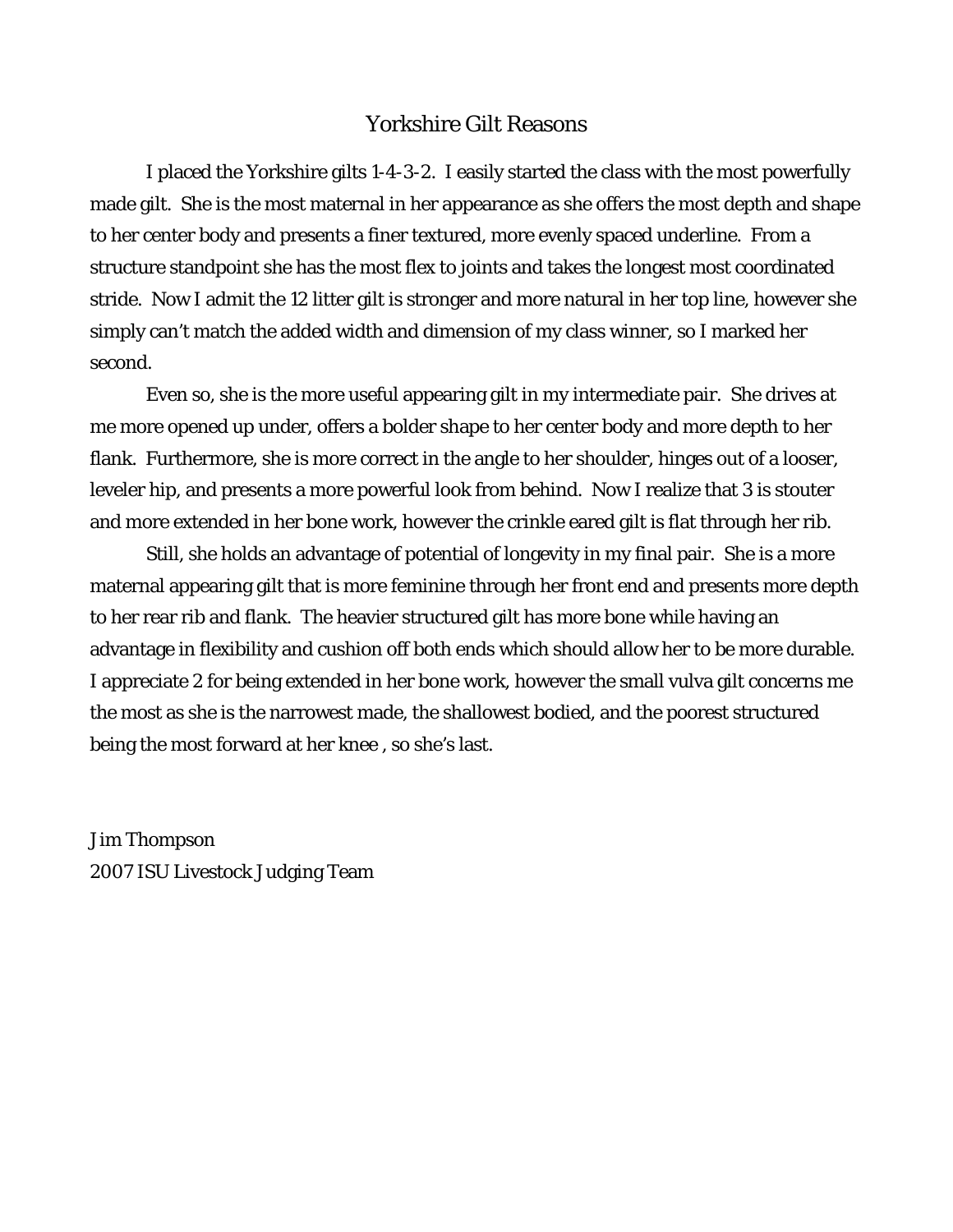# Yorkshire Gilt Reasons

I placed the Yorkshire gilts 1-4-3-2. I easily started the class with the most powerfully made gilt. She is the most maternal in her appearance as she offers the most depth and shape to her center body and presents a finer textured, more evenly spaced underline. From a structure standpoint she has the most flex to joints and takes the longest most coordinated stride. Now I admit the 12 litter gilt is stronger and more natural in her top line, however she simply can't match the added width and dimension of my class winner, so I marked her second.

Even so, she is the more useful appearing gilt in my intermediate pair. She drives at me more opened up under, offers a bolder shape to her center body and more depth to her flank. Furthermore, she is more correct in the angle to her shoulder, hinges out of a looser, leveler hip, and presents a more powerful look from behind. Now I realize that 3 is stouter and more extended in her bone work, however the crinkle eared gilt is flat through her rib.

Still, she holds an advantage of potential of longevity in my final pair. She is a more maternal appearing gilt that is more feminine through her front end and presents more depth to her rear rib and flank. The heavier structured gilt has more bone while having an advantage in flexibility and cushion off both ends which should allow her to be more durable. I appreciate 2 for being extended in her bone work, however the small vulva gilt concerns me the most as she is the narrowest made, the shallowest bodied, and the poorest structured being the most forward at her knee , so she's last.

Jim Thompson
2007 ISU Livestock Judging Team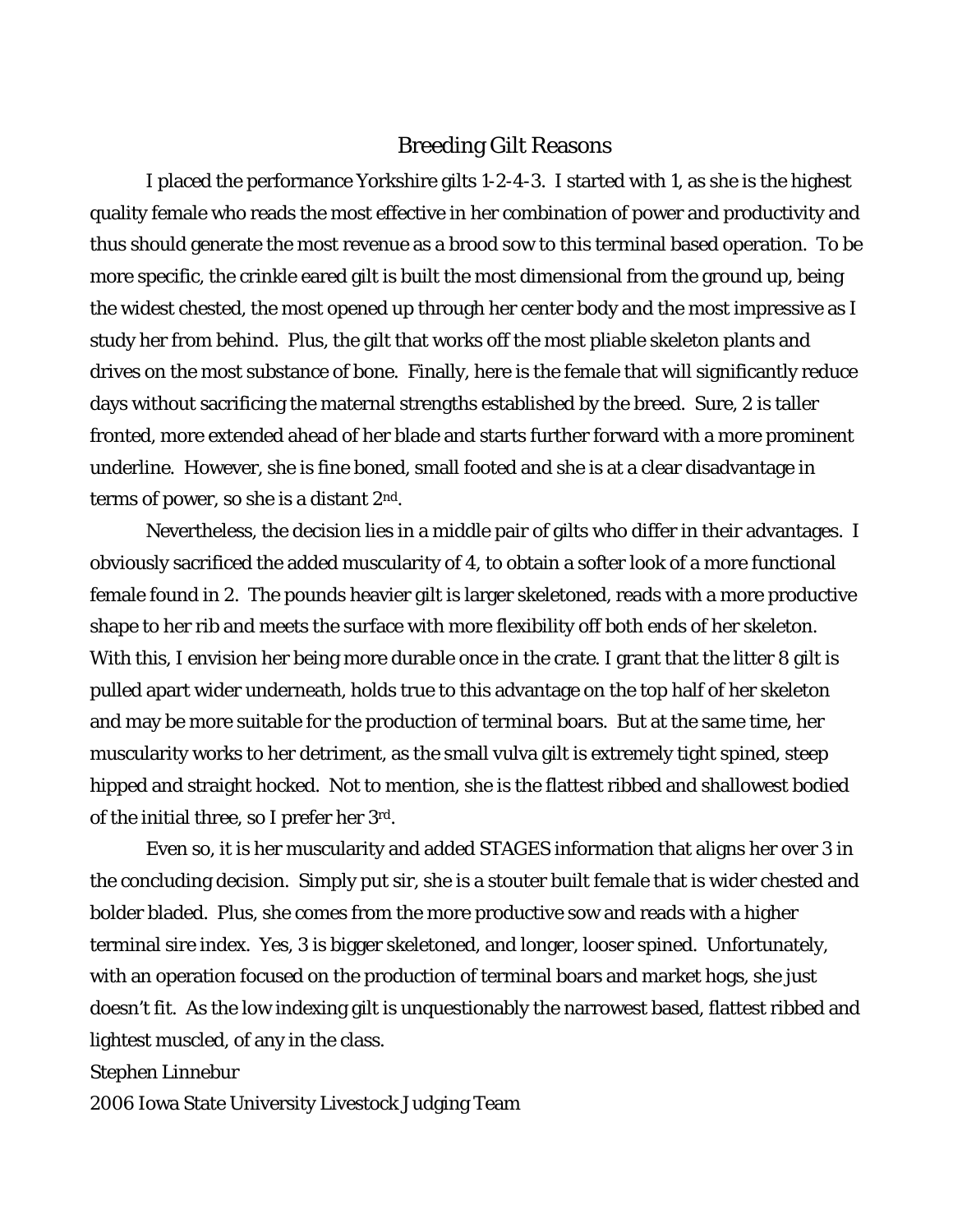# Breeding Gilt Reasons

I placed the performance Yorkshire gilts 1-2-4-3. I started with 1, as she is the highest quality female who reads the most effective in her combination of power and productivity and thus should generate the most revenue as a brood sow to this terminal based operation. To be more specific, the crinkle eared gilt is built the most dimensional from the ground up, being the widest chested, the most opened up through her center body and the most impressive as I study her from behind. Plus, the gilt that works off the most pliable skeleton plants and drives on the most substance of bone. Finally, here is the female that will significantly reduce days without sacrificing the maternal strengths established by the breed. Sure, 2 is taller fronted, more extended ahead of her blade and starts further forward with a more prominent underline. However, she is fine boned, small footed and she is at a clear disadvantage in terms of power, so she is a distant 2nd.

Nevertheless, the decision lies in a middle pair of gilts who differ in their advantages. I obviously sacrificed the added muscularity of 4, to obtain a softer look of a more functional female found in 2. The pounds heavier gilt is larger skeletoned, reads with a more productive shape to her rib and meets the surface with more flexibility off both ends of her skeleton. With this, I envision her being more durable once in the crate. I grant that the litter 8 gilt is pulled apart wider underneath, holds true to this advantage on the top half of her skeleton and may be more suitable for the production of terminal boars. But at the same time, her muscularity works to her detriment, as the small vulva gilt is extremely tight spined, steep hipped and straight hocked. Not to mention, she is the flattest ribbed and shallowest bodied of the initial three, so I prefer her 3rd.

Even so, it is her muscularity and added STAGES information that aligns her over 3 in the concluding decision. Simply put sir, she is a stouter built female that is wider chested and bolder bladed. Plus, she comes from the more productive sow and reads with a higher terminal sire index. Yes, 3 is bigger skeletoned, and longer, looser spined. Unfortunately, with an operation focused on the production of terminal boars and market hogs, she just doesn't fit. As the low indexing gilt is unquestionably the narrowest based, flattest ribbed and lightest muscled, of any in the class.

Stephen Linnebur

2006 Iowa State University Livestock Judging Team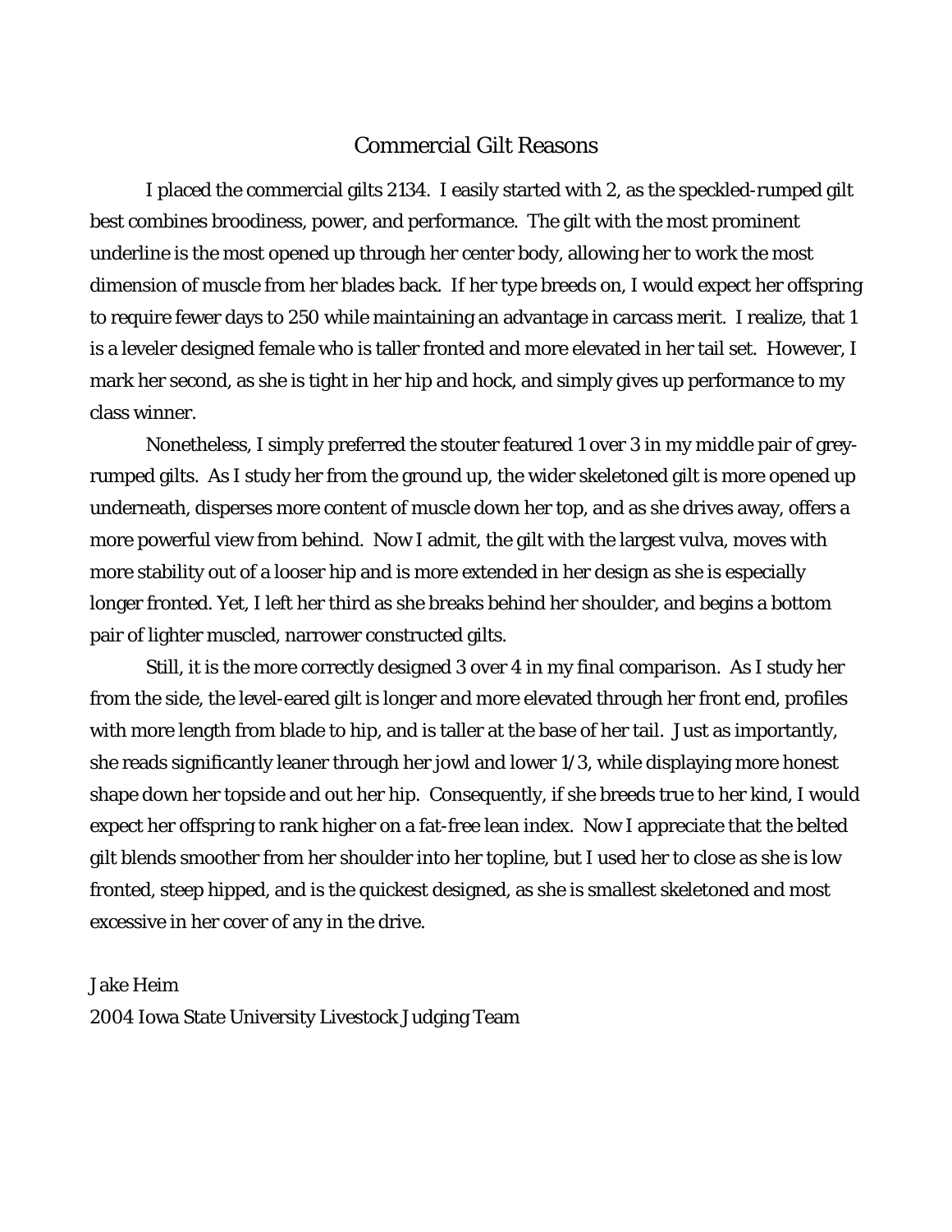# Commercial Gilt Reasons

I placed the commercial gilts 2134. I easily started with 2, as the speckled-rumped gilt best combines broodiness, power, and performance. The gilt with the most prominent underline is the most opened up through her center body, allowing her to work the most dimension of muscle from her blades back. If her type breeds on, I would expect her offspring to require fewer days to 250 while maintaining an advantage in carcass merit. I realize, that 1 is a leveler designed female who is taller fronted and more elevated in her tail set. However, I mark her second, as she is tight in her hip and hock, and simply gives up performance to my class winner.

Nonetheless, I simply preferred the stouter featured 1 over 3 in my middle pair of grey-rumped gilts. As I study her from the ground up, the wider skeletoned gilt is more opened up underneath, disperses more content of muscle down her top, and as she drives away, offers a more powerful view from behind. Now I admit, the gilt with the largest vulva, moves with more stability out of a looser hip and is more extended in her design as she is especially longer fronted. Yet, I left her third as she breaks behind her shoulder, and begins a bottom pair of lighter muscled, narrower constructed gilts.

Still, it is the more correctly designed 3 over 4 in my final comparison. As I study her from the side, the level-eared gilt is longer and more elevated through her front end, profiles with more length from blade to hip, and is taller at the base of her tail. Just as importantly, she reads significantly leaner through her jowl and lower 1/3, while displaying more honest shape down her topside and out her hip. Consequently, if she breeds true to her kind, I would expect her offspring to rank higher on a fat-free lean index. Now I appreciate that the belted gilt blends smoother from her shoulder into her topline, but I used her to close as she is low fronted, steep hipped, and is the quickest designed, as she is smallest skeletoned and most excessive in her cover of any in the drive.

Jake Heim
2004 Iowa State University Livestock Judging Team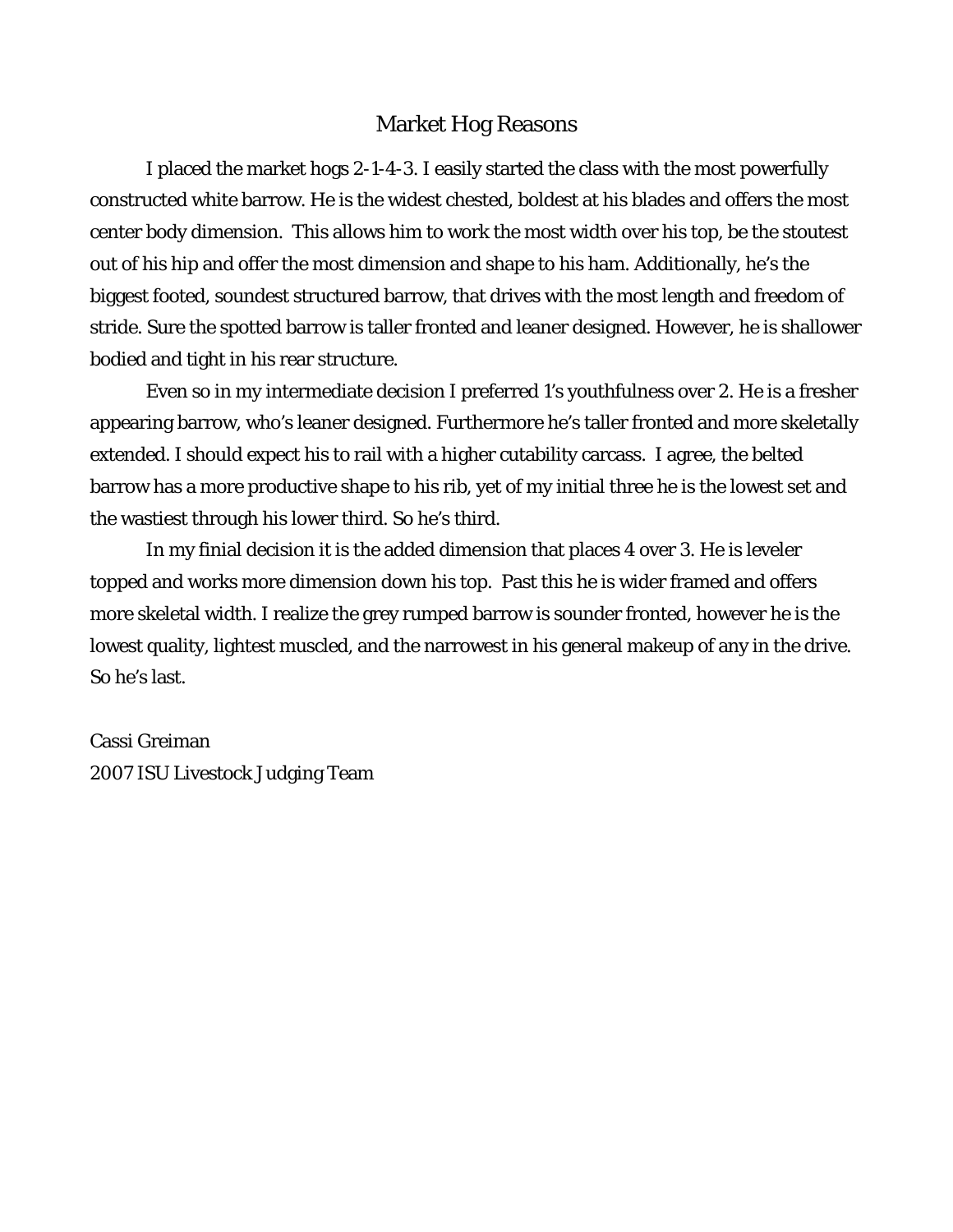# Market Hog Reasons

I placed the market hogs 2-1-4-3. I easily started the class with the most powerfully constructed white barrow. He is the widest chested, boldest at his blades and offers the most center body dimension. This allows him to work the most width over his top, be the stoutest out of his hip and offer the most dimension and shape to his ham. Additionally, he's the biggest footed, soundest structured barrow, that drives with the most length and freedom of stride. Sure the spotted barrow is taller fronted and leaner designed. However, he is shallower bodied and tight in his rear structure.

Even so in my intermediate decision I preferred 1's youthfulness over 2. He is a fresher appearing barrow, who's leaner designed. Furthermore he's taller fronted and more skeletally extended. I should expect his to rail with a higher cutability carcass. I agree, the belted barrow has a more productive shape to his rib, yet of my initial three he is the lowest set and the wastiest through his lower third. So he's third.

In my finial decision it is the added dimension that places 4 over 3. He is leveler topped and works more dimension down his top. Past this he is wider framed and offers more skeletal width. I realize the grey rumped barrow is sounder fronted, however he is the lowest quality, lightest muscled, and the narrowest in his general makeup of any in the drive. So he's last.

Cassi Greiman
2007 ISU Livestock Judging Team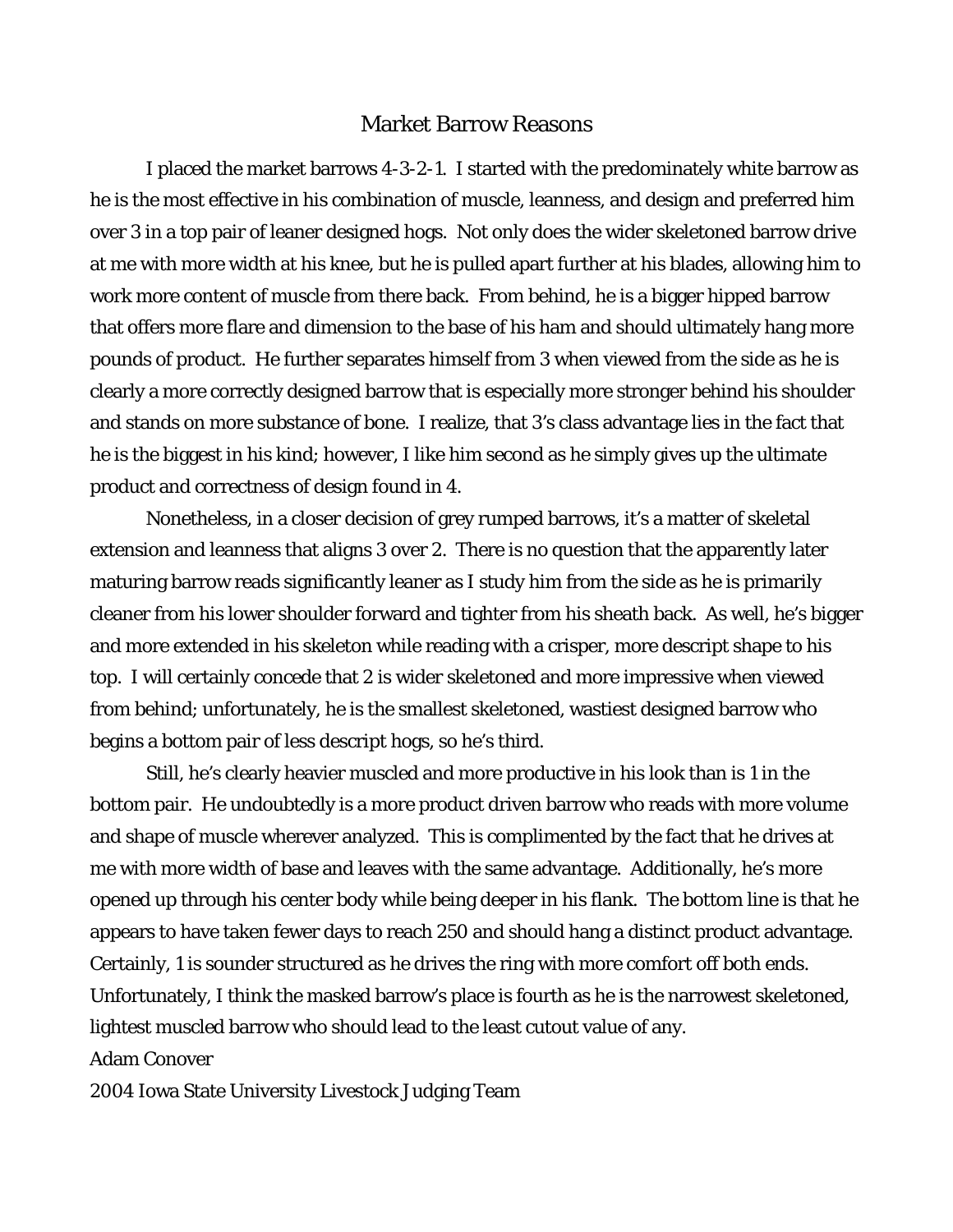# Market Barrow Reasons

I placed the market barrows 4-3-2-1. I started with the predominately white barrow as he is the most effective in his combination of muscle, leanness, and design and preferred him over 3 in a top pair of leaner designed hogs. Not only does the wider skeletoned barrow drive at me with more width at his knee, but he is pulled apart further at his blades, allowing him to work more content of muscle from there back. From behind, he is a bigger hipped barrow that offers more flare and dimension to the base of his ham and should ultimately hang more pounds of product. He further separates himself from 3 when viewed from the side as he is clearly a more correctly designed barrow that is especially more stronger behind his shoulder and stands on more substance of bone. I realize, that 3's class advantage lies in the fact that he is the biggest in his kind; however, I like him second as he simply gives up the ultimate product and correctness of design found in 4.

Nonetheless, in a closer decision of grey rumped barrows, it's a matter of skeletal extension and leanness that aligns 3 over 2. There is no question that the apparently later maturing barrow reads significantly leaner as I study him from the side as he is primarily cleaner from his lower shoulder forward and tighter from his sheath back. As well, he's bigger and more extended in his skeleton while reading with a crisper, more descript shape to his top. I will certainly concede that 2 is wider skeletoned and more impressive when viewed from behind; unfortunately, he is the smallest skeletoned, wastiest designed barrow who begins a bottom pair of less descript hogs, so he's third.

Still, he's clearly heavier muscled and more productive in his look than is 1 in the bottom pair. He undoubtedly is a more product driven barrow who reads with more volume and shape of muscle wherever analyzed. This is complimented by the fact that he drives at me with more width of base and leaves with the same advantage. Additionally, he's more opened up through his center body while being deeper in his flank. The bottom line is that he appears to have taken fewer days to reach 250 and should hang a distinct product advantage. Certainly, 1 is sounder structured as he drives the ring with more comfort off both ends. Unfortunately, I think the masked barrow's place is fourth as he is the narrowest skeletoned, lightest muscled barrow who should lead to the least cutout value of any.

Adam Conover

2004 Iowa State University Livestock Judging Team